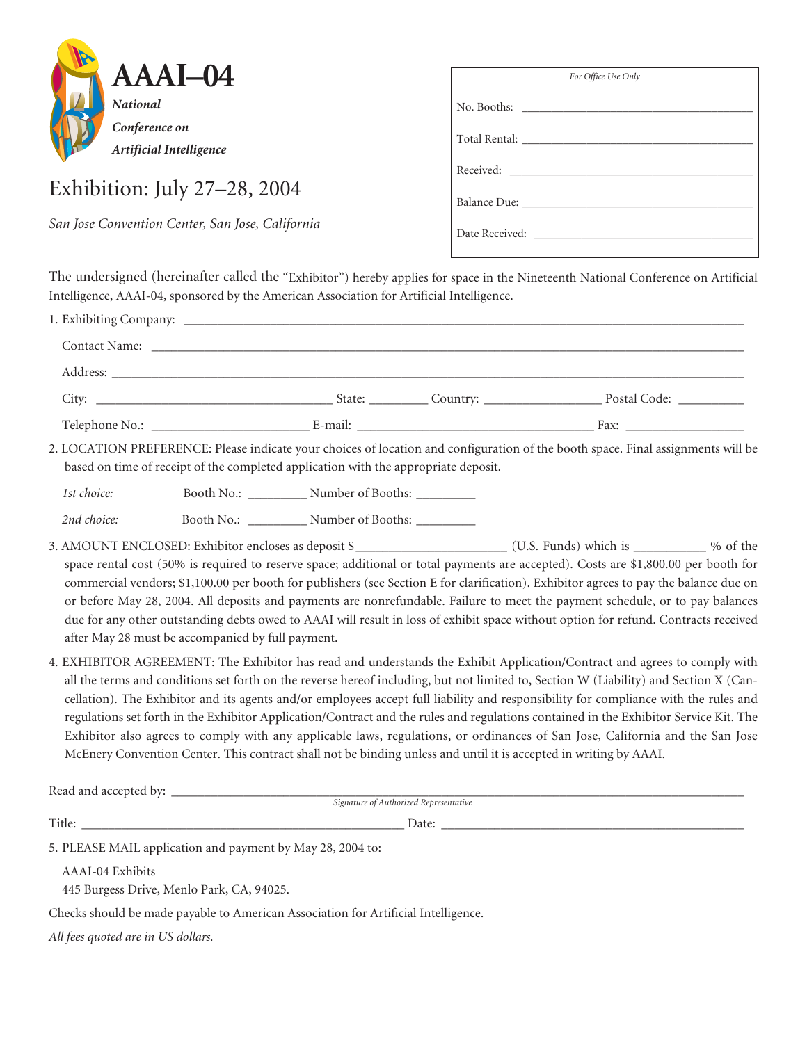# AAAI–04

***National Conference on Artificial Intelligence***

## Exhibition: July 27–28, 2004

*San Jose Convention Center, San Jose, California*

*For Office Use Only*

No. Booths: ______________________________

Total Rental: ______________________________

Received: ______________________________

Balance Due: ______________________________

Date Received: ______________________________

The undersigned (hereinafter called the "Exhibitor") hereby applies for space in the Nineteenth National Conference on Artificial Intelligence, AAAI-04, sponsored by the American Association for Artificial Intelligence.

1. Exhibiting Company: ______________________________

   Contact Name: ______________________________

   Address: ______________________________

   City: ______________ State: ________ Country: ______________ Postal Code: __________

   Telephone No.: ______________ E-mail: ______________________ Fax: ______________

2. LOCATION PREFERENCE: Please indicate your choices of location and configuration of the booth space. Final assignments will be based on time of receipt of the completed application with the appropriate deposit.

   *1st choice:* Booth No.: ________ Number of Booths: ________

   *2nd choice:* Booth No.: ________ Number of Booths: ________

3. AMOUNT ENCLOSED: Exhibitor encloses as deposit $______________________ (U.S. Funds) which is __________ % of the space rental cost (50% is required to reserve space; additional or total payments are accepted). Costs are $1,800.00 per booth for commercial vendors; $1,100.00 per booth for publishers (see Section E for clarification). Exhibitor agrees to pay the balance due on or before May 28, 2004. All deposits and payments are nonrefundable. Failure to meet the payment schedule, or to pay balances due for any other outstanding debts owed to AAAI will result in loss of exhibit space without option for refund. Contracts received after May 28 must be accompanied by full payment.

4. EXHIBITOR AGREEMENT: The Exhibitor has read and understands the Exhibit Application/Contract and agrees to comply with all the terms and conditions set forth on the reverse hereof including, but not limited to, Section W (Liability) and Section X (Cancellation). The Exhibitor and its agents and/or employees accept full liability and responsibility for compliance with the rules and regulations set forth in the Exhibitor Application/Contract and the rules and regulations contained in the Exhibitor Service Kit. The Exhibitor also agrees to comply with any applicable laws, regulations, or ordinances of San Jose, California and the San Jose McEnery Convention Center. This contract shall not be binding unless and until it is accepted in writing by AAAI.

Read and accepted by: ______________________________________________

*Signature of Authorized Representative*

Title: ______________________________ Date: ______________________________

5. PLEASE MAIL application and payment by May 28, 2004 to:

   AAAI-04 Exhibits
   445 Burgess Drive, Menlo Park, CA, 94025.

Checks should be made payable to American Association for Artificial Intelligence.

*All fees quoted are in US dollars.*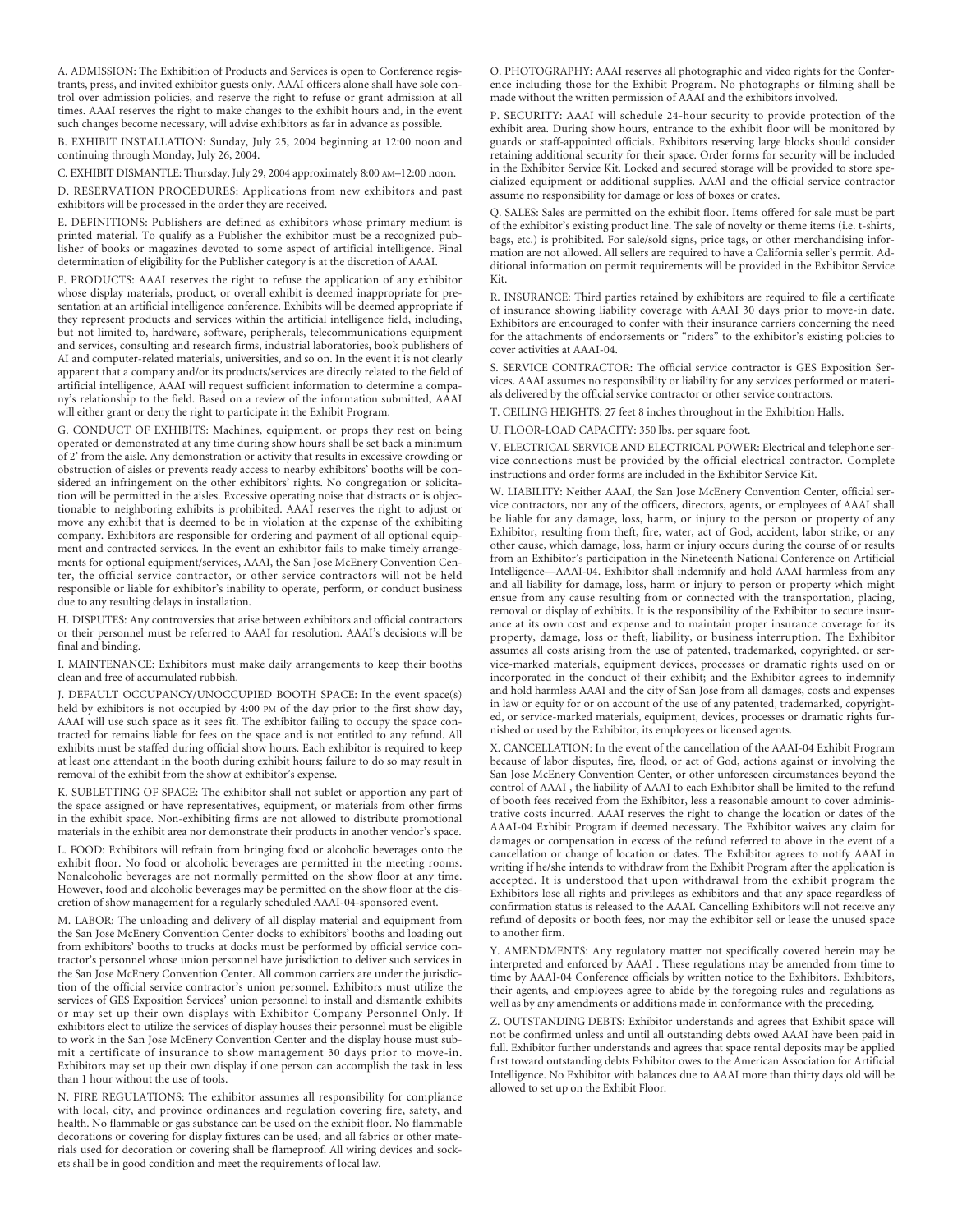A. ADMISSION: The Exhibition of Products and Services is open to Conference registrants, press, and invited exhibitor guests only. AAAI officers alone shall have sole control over admission policies, and reserve the right to refuse or grant admission at all times. AAAI reserves the right to make changes to the exhibit hours and, in the event such changes become necessary, will advise exhibitors as far in advance as possible.

B. EXHIBIT INSTALLATION: Sunday, July 25, 2004 beginning at 12:00 noon and continuing through Monday, July 26, 2004.

C. EXHIBIT DISMANTLE: Thursday, July 29, 2004 approximately 8:00 AM–12:00 noon.

D. RESERVATION PROCEDURES: Applications from new exhibitors and past exhibitors will be processed in the order they are received.

E. DEFINITIONS: Publishers are defined as exhibitors whose primary medium is printed material. To qualify as a Publisher the exhibitor must be a recognized publisher of books or magazines devoted to some aspect of artificial intelligence. Final determination of eligibility for the Publisher category is at the discretion of AAAI.

F. PRODUCTS: AAAI reserves the right to refuse the application of any exhibitor whose display materials, product, or overall exhibit is deemed inappropriate for presentation at an artificial intelligence conference. Exhibits will be deemed appropriate if they represent products and services within the artificial intelligence field, including, but not limited to, hardware, software, peripherals, telecommunications equipment and services, consulting and research firms, industrial laboratories, book publishers of AI and computer-related materials, universities, and so on. In the event it is not clearly apparent that a company and/or its products/services are directly related to the field of artificial intelligence, AAAI will request sufficient information to determine a company's relationship to the field. Based on a review of the information submitted, AAAI will either grant or deny the right to participate in the Exhibit Program.

G. CONDUCT OF EXHIBITS: Machines, equipment, or props they rest on being operated or demonstrated at any time during show hours shall be set back a minimum of 2' from the aisle. Any demonstration or activity that results in excessive crowding or obstruction of aisles or prevents ready access to nearby exhibitors' booths will be considered an infringement on the other exhibitors' rights. No congregation or solicitation will be permitted in the aisles. Excessive operating noise that distracts or is objectionable to neighboring exhibits is prohibited. AAAI reserves the right to adjust or move any exhibit that is deemed to be in violation at the expense of the exhibiting company. Exhibitors are responsible for ordering and payment of all optional equipment and contracted services. In the event an exhibitor fails to make timely arrangements for optional equipment/services, AAAI, the San Jose McEnery Convention Center, the official service contractor, or other service contractors will not be held responsible or liable for exhibitor's inability to operate, perform, or conduct business due to any resulting delays in installation.

H. DISPUTES: Any controversies that arise between exhibitors and official contractors or their personnel must be referred to AAAI for resolution. AAAI's decisions will be final and binding.

I. MAINTENANCE: Exhibitors must make daily arrangements to keep their booths clean and free of accumulated rubbish.

J. DEFAULT OCCUPANCY/UNOCCUPIED BOOTH SPACE: In the event space(s) held by exhibitors is not occupied by 4:00 PM of the day prior to the first show day, AAAI will use such space as it sees fit. The exhibitor failing to occupy the space contracted for remains liable for fees on the space and is not entitled to any refund. All exhibits must be staffed during official show hours. Each exhibitor is required to keep at least one attendant in the booth during exhibit hours; failure to do so may result in removal of the exhibit from the show at exhibitor's expense.

K. SUBLETTING OF SPACE: The exhibitor shall not sublet or apportion any part of the space assigned or have representatives, equipment, or materials from other firms in the exhibit space. Non-exhibiting firms are not allowed to distribute promotional materials in the exhibit area nor demonstrate their products in another vendor's space.

L. FOOD: Exhibitors will refrain from bringing food or alcoholic beverages onto the exhibit floor. No food or alcoholic beverages are permitted in the meeting rooms. Nonalcoholic beverages are not normally permitted on the show floor at any time. However, food and alcoholic beverages may be permitted on the show floor at the discretion of show management for a regularly scheduled AAAI-04-sponsored event.

M. LABOR: The unloading and delivery of all display material and equipment from the San Jose McEnery Convention Center docks to exhibitors' booths and loading out from exhibitors' booths to trucks at docks must be performed by official service contractor's personnel whose union personnel have jurisdiction to deliver such services in the San Jose McEnery Convention Center. All common carriers are under the jurisdiction of the official service contractor's union personnel. Exhibitors must utilize the services of GES Exposition Services' union personnel to install and dismantle exhibits or may set up their own displays with Exhibitor Company Personnel Only. If exhibitors elect to utilize the services of display houses their personnel must be eligible to work in the San Jose McEnery Convention Center and the display house must submit a certificate of insurance to show management 30 days prior to move-in. Exhibitors may set up their own display if one person can accomplish the task in less than 1 hour without the use of tools.

N. FIRE REGULATIONS: The exhibitor assumes all responsibility for compliance with local, city, and province ordinances and regulation covering fire, safety, and health. No flammable or gas substance can be used on the exhibit floor. No flammable decorations or covering for display fixtures can be used, and all fabrics or other materials used for decoration or covering shall be flameproof. All wiring devices and sockets shall be in good condition and meet the requirements of local law.

O. PHOTOGRAPHY: AAAI reserves all photographic and video rights for the Conference including those for the Exhibit Program. No photographs or filming shall be made without the written permission of AAAI and the exhibitors involved.

P. SECURITY: AAAI will schedule 24-hour security to provide protection of the exhibit area. During show hours, entrance to the exhibit floor will be monitored by guards or staff-appointed officials. Exhibitors reserving large blocks should consider retaining additional security for their space. Order forms for security will be included in the Exhibitor Service Kit. Locked and secured storage will be provided to store specialized equipment or additional supplies. AAAI and the official service contractor assume no responsibility for damage or loss of boxes or crates.

Q. SALES: Sales are permitted on the exhibit floor. Items offered for sale must be part of the exhibitor's existing product line. The sale of novelty or theme items (i.e. t-shirts, bags, etc.) is prohibited. For sale/sold signs, price tags, or other merchandising information are not allowed. All sellers are required to have a California seller's permit. Additional information on permit requirements will be provided in the Exhibitor Service Kit.

R. INSURANCE: Third parties retained by exhibitors are required to file a certificate of insurance showing liability coverage with AAAI 30 days prior to move-in date. Exhibitors are encouraged to confer with their insurance carriers concerning the need for the attachments of endorsements or "riders" to the exhibitor's existing policies to cover activities at AAAI-04.

S. SERVICE CONTRACTOR: The official service contractor is GES Exposition Services. AAAI assumes no responsibility or liability for any services performed or materials delivered by the official service contractor or other service contractors.

T. CEILING HEIGHTS: 27 feet 8 inches throughout in the Exhibition Halls.

U. FLOOR-LOAD CAPACITY: 350 lbs. per square foot.

V. ELECTRICAL SERVICE AND ELECTRICAL POWER: Electrical and telephone service connections must be provided by the official electrical contractor. Complete instructions and order forms are included in the Exhibitor Service Kit.

W. LIABILITY: Neither AAAI, the San Jose McEnery Convention Center, official service contractors, nor any of the officers, directors, agents, or employees of AAAI shall be liable for any damage, loss, harm, or injury to the person or property of any Exhibitor, resulting from theft, fire, water, act of God, accident, labor strike, or any other cause, which damage, loss, harm or injury occurs during the course of or results from an Exhibitor's participation in the Nineteenth National Conference on Artificial Intelligence—AAAI-04. Exhibitor shall indemnify and hold AAAI harmless from any and all liability for damage, loss, harm or injury to person or property which might ensue from any cause resulting from or connected with the transportation, placing, removal or display of exhibits. It is the responsibility of the Exhibitor to secure insurance at its own cost and expense and to maintain proper insurance coverage for its property, damage, loss or theft, liability, or business interruption. The Exhibitor assumes all costs arising from the use of patented, trademarked, copyrighted. or service-marked materials, equipment devices, processes or dramatic rights used on or incorporated in the conduct of their exhibit; and the Exhibitor agrees to indemnify and hold harmless AAAI and the city of San Jose from all damages, costs and expenses in law or equity for or on account of the use of any patented, trademarked, copyrighted, or service-marked materials, equipment, devices, processes or dramatic rights furnished or used by the Exhibitor, its employees or licensed agents.

X. CANCELLATION: In the event of the cancellation of the AAAI-04 Exhibit Program because of labor disputes, fire, flood, or act of God, actions against or involving the San Jose McEnery Convention Center, or other unforeseen circumstances beyond the control of AAAI , the liability of AAAI to each Exhibitor shall be limited to the refund of booth fees received from the Exhibitor, less a reasonable amount to cover administrative costs incurred. AAAI reserves the right to change the location or dates of the AAAI-04 Exhibit Program if deemed necessary. The Exhibitor waives any claim for damages or compensation in excess of the refund referred to above in the event of a cancellation or change of location or dates. The Exhibitor agrees to notify AAAI in writing if he/she intends to withdraw from the Exhibit Program after the application is accepted. It is understood that upon withdrawal from the exhibit program the Exhibitors lose all rights and privileges as exhibitors and that any space regardless of confirmation status is released to the AAAI. Cancelling Exhibitors will not receive any refund of deposits or booth fees, nor may the exhibitor sell or lease the unused space to another firm.

Y. AMENDMENTS: Any regulatory matter not specifically covered herein may be interpreted and enforced by AAAI . These regulations may be amended from time to time by AAAI-04 Conference officials by written notice to the Exhibitors. Exhibitors, their agents, and employees agree to abide by the foregoing rules and regulations as well as by any amendments or additions made in conformance with the preceding.

Z. OUTSTANDING DEBTS: Exhibitor understands and agrees that Exhibit space will not be confirmed unless and until all outstanding debts owed AAAI have been paid in full. Exhibitor further understands and agrees that space rental deposits may be applied first toward outstanding debts Exhibitor owes to the American Association for Artificial Intelligence. No Exhibitor with balances due to AAAI more than thirty days old will be allowed to set up on the Exhibit Floor.